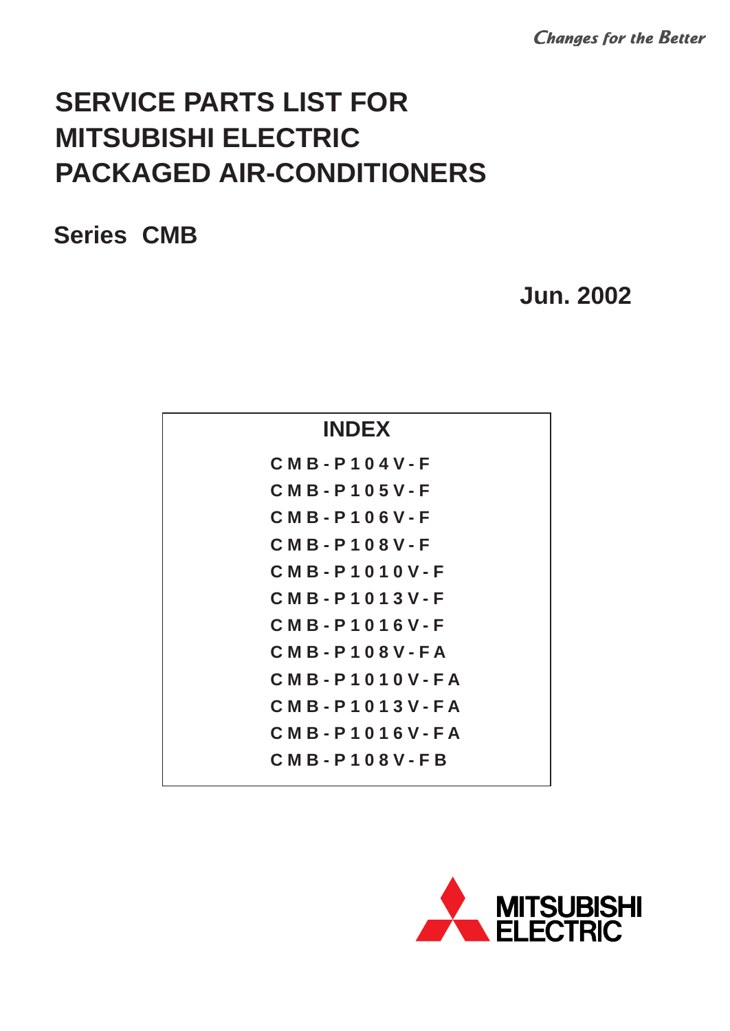*Changes for the Better*

# SERVICE PARTS LIST FOR MITSUBISHI ELECTRIC PACKAGED AIR-CONDITIONERS

## Series CMB

**Jun. 2002**

### INDEX

- CMB-P104V-F
- CMB-P105V-F
- CMB-P106V-F
- CMB-P108V-F
- CMB-P1010V-F
- CMB-P1013V-F
- CMB-P1016V-F
- CMB-P108V-FA
- CMB-P1010V-FA
- CMB-P1013V-FA
- CMB-P1016V-FA
- CMB-P108V-FB

MITSUBISHI ELECTRIC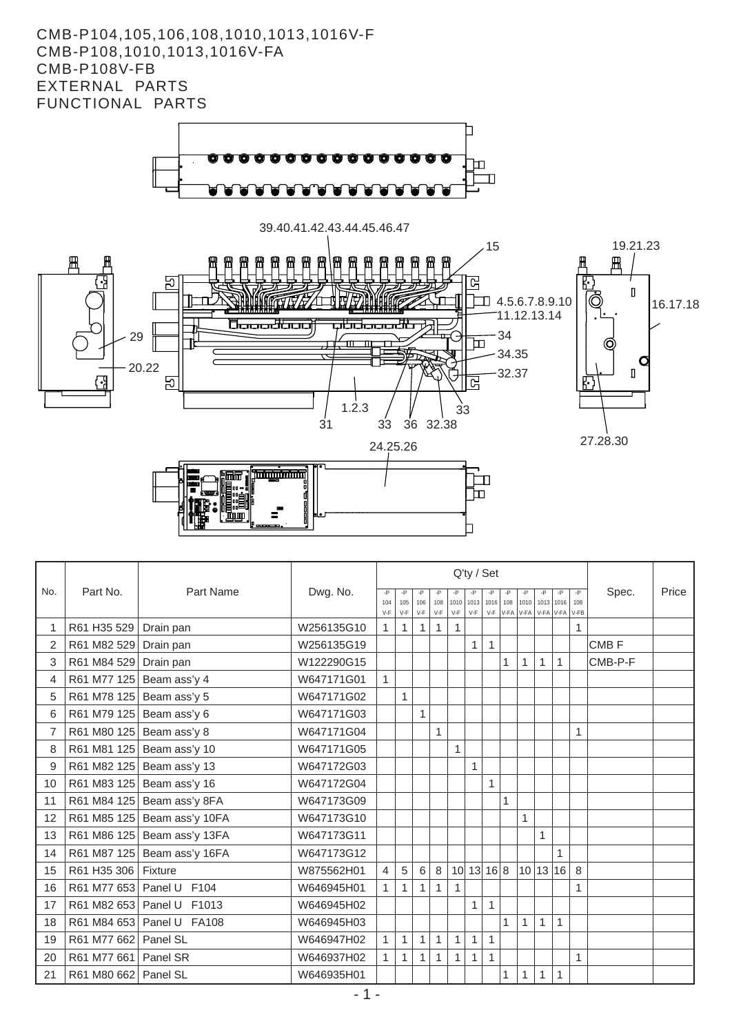CMB-P104,105,106,108,1010,1013,1016V-F
CMB-P108,1010,1013,1016V-FA
CMB-P108V-FB
EXTERNAL PARTS
FUNCTIONAL PARTS

| No. | Part No. | Part Name | Dwg. No. | Q'ty / Set | | | | | | | | | | | | | Spec. | Price |
|---|---|---|---|---|---|---|---|---|---|---|---|---|---|---|---|---|---|---|
| | | | | -P 104 V-F | -P 105 V-F | -P 106 V-F | -P 108 V-F | -P 1010 V-F | -P 1013 V-F | -P 1016 V-F | -P 108 V-FA | -P 1010 V-FA | -P 1013 V-FA | -P 1016 V-FA | -P 108 V-FB | | | |
| 1 | R61 H35 529 | Drain pan | W256135G10 | 1 | 1 | 1 | 1 | 1 | | | | | | | 1 | | | |
| 2 | R61 M82 529 | Drain pan | W256135G19 | | | | | | 1 | 1 | | | | | | | CMB F | |
| 3 | R61 M84 529 | Drain pan | W122290G15 | | | | | | | | 1 | 1 | 1 | 1 | | | CMB-P-F | |
| 4 | R61 M77 125 | Beam ass'y 4 | W647171G01 | 1 | | | | | | | | | | | | | | |
| 5 | R61 M78 125 | Beam ass'y 5 | W647171G02 | | 1 | | | | | | | | | | | | | |
| 6 | R61 M79 125 | Beam ass'y 6 | W647171G03 | | | 1 | | | | | | | | | | | | |
| 7 | R61 M80 125 | Beam ass'y 8 | W647171G04 | | | | 1 | | | | | | | | 1 | | | |
| 8 | R61 M81 125 | Beam ass'y 10 | W647171G05 | | | | | 1 | | | | | | | | | | |
| 9 | R61 M82 125 | Beam ass'y 13 | W647172G03 | | | | | | 1 | | | | | | | | | |
| 10 | R61 M83 125 | Beam ass'y 16 | W647172G04 | | | | | | | 1 | | | | | | | | |
| 11 | R61 M84 125 | Beam ass'y 8FA | W647173G09 | | | | | | | | 1 | | | | | | | |
| 12 | R61 M85 125 | Beam ass'y 10FA | W647173G10 | | | | | | | | | 1 | | | | | | |
| 13 | R61 M86 125 | Beam ass'y 13FA | W647173G11 | | | | | | | | | | 1 | | | | | |
| 14 | R61 M87 125 | Beam ass'y 16FA | W647173G12 | | | | | | | | | | | 1 | | | | |
| 15 | R61 H35 306 | Fixture | W875562H01 | 4 | 5 | 6 | 8 | 10 | 13 | 16 | 8 | 10 | 13 | 16 | 8 | | | |
| 16 | R61 M77 653 | Panel U F104 | W646945H01 | 1 | 1 | 1 | 1 | 1 | | | | | | | 1 | | | |
| 17 | R61 M82 653 | Panel U F1013 | W646945H02 | | | | | | 1 | 1 | | | | | | | | |
| 18 | R61 M84 653 | Panel U FA108 | W646945H03 | | | | | | | | 1 | 1 | 1 | 1 | | | | |
| 19 | R61 M77 662 | Panel SL | W646947H02 | 1 | 1 | 1 | 1 | 1 | 1 | 1 | | | | | | | | |
| 20 | R61 M77 661 | Panel SR | W646937H02 | 1 | 1 | 1 | 1 | 1 | 1 | 1 | | | | | 1 | | | |
| 21 | R61 M80 662 | Panel SL | W646935H01 | | | | | | | | 1 | 1 | 1 | 1 | | | | |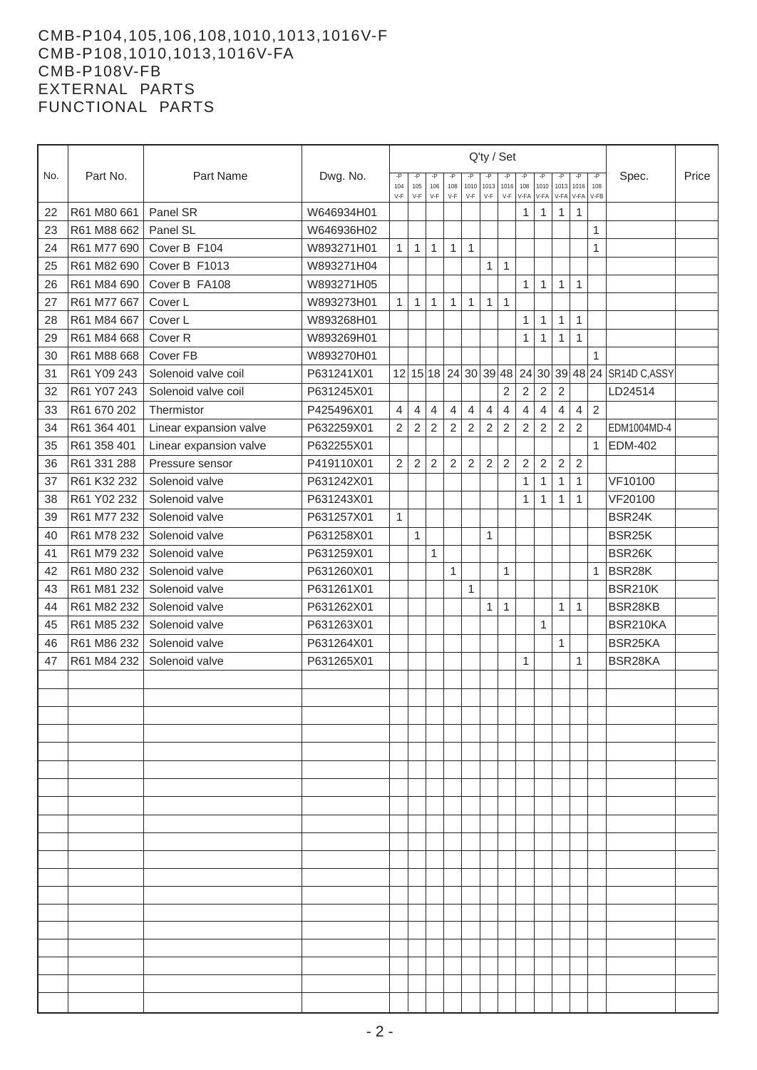# CMB-P104,105,106,108,1010,1013,1016V-F
# CMB-P108,1010,1013,1016V-FA
# CMB-P108V-FB
# EXTERNAL PARTS
# FUNCTIONAL PARTS

| No. | Part No. | Part Name | Dwg. No. | Q'ty / Set | | | | | | | | | | | | Spec. | Price |
|---|---|---|---|---|---|---|---|---|---|---|---|---|---|---|---|---|---|
| | | | | -P 104 V-F | -P 105 V-F | -P 106 V-F | -P 108 V-F | -P 1010 V-F | -P 1013 V-F | -P 1016 V-F | -P 108 V-FA | -P 1010 V-FA | -P 1013 V-FA | -P 1016 V-FA | -P 108 V-FB | | |
| 22 | R61 M80 661 | Panel SR | W646934H01 | | | | | | | | 1 | 1 | 1 | 1 | | | |
| 23 | R61 M88 662 | Panel SL | W646936H02 | | | | | | | | | | | | 1 | | |
| 24 | R61 M77 690 | Cover B F104 | W893271H01 | 1 | 1 | 1 | 1 | 1 | | | | | | | 1 | | |
| 25 | R61 M82 690 | Cover B F1013 | W893271H04 | | | | | | 1 | 1 | | | | | | | |
| 26 | R61 M84 690 | Cover B FA108 | W893271H05 | | | | | | | | 1 | 1 | 1 | 1 | | | |
| 27 | R61 M77 667 | Cover L | W893273H01 | 1 | 1 | 1 | 1 | 1 | 1 | 1 | | | | | | | |
| 28 | R61 M84 667 | Cover L | W893268H01 | | | | | | | | 1 | 1 | 1 | 1 | | | |
| 29 | R61 M84 668 | Cover R | W893269H01 | | | | | | | | 1 | 1 | 1 | 1 | | | |
| 30 | R61 M88 668 | Cover FB | W893270H01 | | | | | | | | | | | | 1 | | |
| 31 | R61 Y09 243 | Solenoid valve coil | P631241X01 | 12 | 15 | 18 | 24 | 30 | 39 | 48 | 24 | 30 | 39 | 48 | 24 | SR14D C,ASSY | |
| 32 | R61 Y07 243 | Solenoid valve coil | P631245X01 | | | | | | | 2 | 2 | 2 | 2 | | | LD24514 | |
| 33 | R61 670 202 | Thermistor | P425496X01 | 4 | 4 | 4 | 4 | 4 | 4 | 4 | 4 | 4 | 4 | 4 | 2 | | |
| 34 | R61 364 401 | Linear expansion valve | P632259X01 | 2 | 2 | 2 | 2 | 2 | 2 | 2 | 2 | 2 | 2 | 2 | | EDM1004MD-4 | |
| 35 | R61 358 401 | Linear expansion valve | P632255X01 | | | | | | | | | | | | 1 | EDM-402 | |
| 36 | R61 331 288 | Pressure sensor | P419110X01 | 2 | 2 | 2 | 2 | 2 | 2 | 2 | 2 | 2 | 2 | 2 | | | |
| 37 | R61 K32 232 | Solenoid valve | P631242X01 | | | | | | | | 1 | 1 | 1 | 1 | | VF10100 | |
| 38 | R61 Y02 232 | Solenoid valve | P631243X01 | | | | | | | | 1 | 1 | 1 | 1 | | VF20100 | |
| 39 | R61 M77 232 | Solenoid valve | P631257X01 | 1 | | | | | | | | | | | | BSR24K | |
| 40 | R61 M78 232 | Solenoid valve | P631258X01 | | 1 | | | | 1 | | | | | | | BSR25K | |
| 41 | R61 M79 232 | Solenoid valve | P631259X01 | | | 1 | | | | | | | | | | BSR26K | |
| 42 | R61 M80 232 | Solenoid valve | P631260X01 | | | | 1 | | | 1 | | | | | 1 | BSR28K | |
| 43 | R61 M81 232 | Solenoid valve | P631261X01 | | | | | 1 | | | | | | | | BSR210K | |
| 44 | R61 M82 232 | Solenoid valve | P631262X01 | | | | | | 1 | 1 | | | 1 | 1 | | BSR28KB | |
| 45 | R61 M85 232 | Solenoid valve | P631263X01 | | | | | | | | | 1 | | | | BSR210KA | |
| 46 | R61 M86 232 | Solenoid valve | P631264X01 | | | | | | | | | | 1 | | | BSR25KA | |
| 47 | R61 M84 232 | Solenoid valve | P631265X01 | | | | | | | | 1 | | | 1 | | BSR28KA | |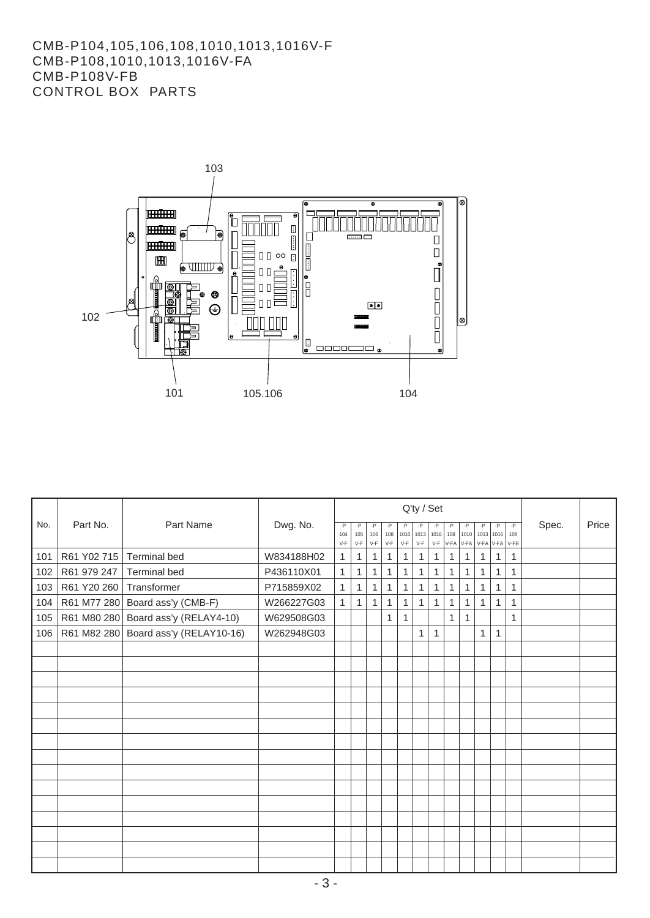# CMB-P104,105,106,108,1010,1013,1016V-F
# CMB-P108,1010,1013,1016V-FA
# CMB-P108V-FB
# CONTROL BOX PARTS

| No. | Part No. | Part Name | Dwg. No. | Q'ty / Set | | | | | | | | | | | | Spec. | Price |
|---|---|---|---|---|---|---|---|---|---|---|---|---|---|---|---|---|---|
| | | | | -P 104 V-F | -P 105 V-F | -P 106 V-F | -P 108 V-F | -P 1010 V-F | -P 1013 V-F | -P 1016 V-F | -P 108 V-FA | -P 1010 V-FA | -P 1013 V-FA | -P 1016 V-FA | -P 108 V-FB | | |
| 101 | R61 Y02 715 | Terminal bed | W834188H02 | 1 | 1 | 1 | 1 | 1 | 1 | 1 | 1 | 1 | 1 | 1 | 1 | | |
| 102 | R61 979 247 | Terminal bed | P436110X01 | 1 | 1 | 1 | 1 | 1 | 1 | 1 | 1 | 1 | 1 | 1 | 1 | | |
| 103 | R61 Y20 260 | Transformer | P715859X02 | 1 | 1 | 1 | 1 | 1 | 1 | 1 | 1 | 1 | 1 | 1 | 1 | | |
| 104 | R61 M77 280 | Board ass'y (CMB-F) | W266227G03 | 1 | 1 | 1 | 1 | 1 | 1 | 1 | 1 | 1 | 1 | 1 | 1 | | |
| 105 | R61 M80 280 | Board ass'y (RELAY4-10) | W629508G03 | | | | 1 | 1 | | | 1 | 1 | | | 1 | | |
| 106 | R61 M82 280 | Board ass'y (RELAY10-16) | W262948G03 | | | | | | 1 | 1 | | | 1 | 1 | | | |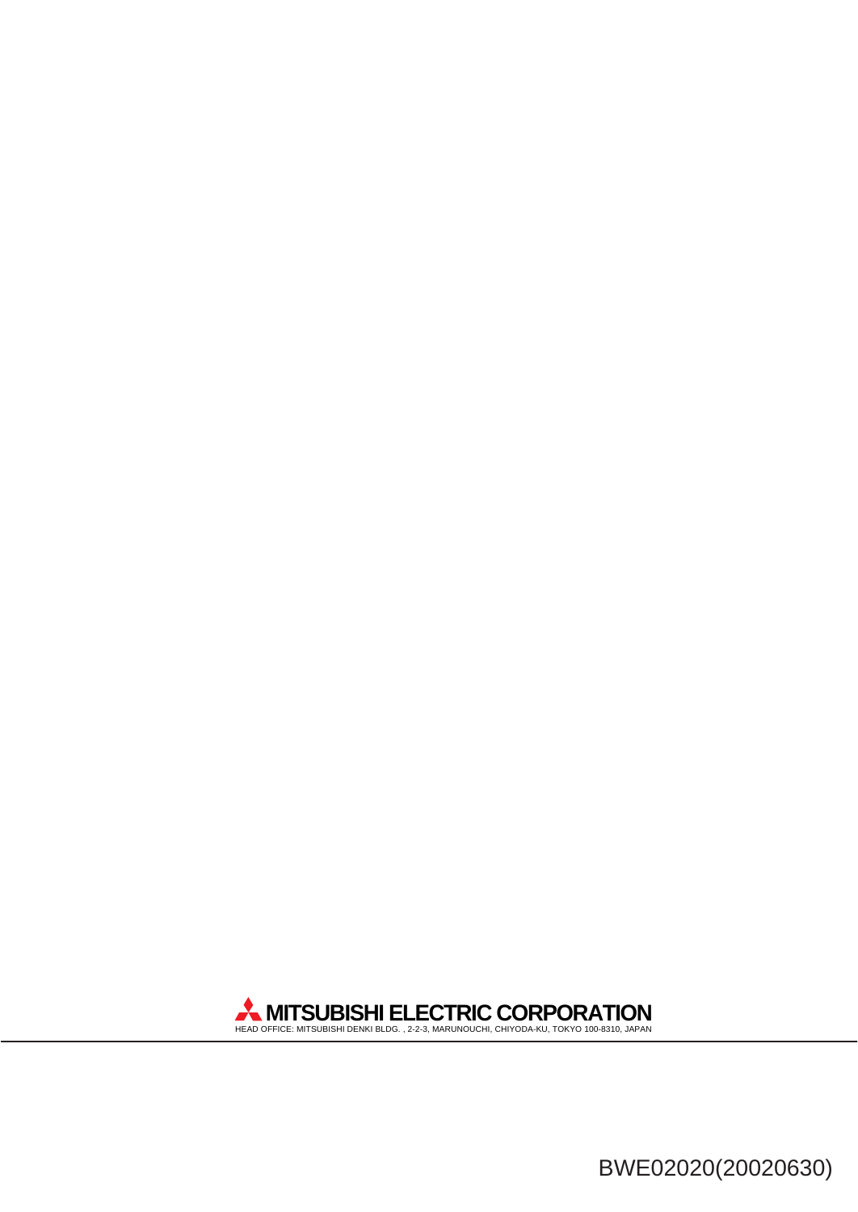MITSUBISHI ELECTRIC CORPORATION

HEAD OFFICE: MITSUBISHI DENKI BLDG. , 2-2-3, MARUNOUCHI, CHIYODA-KU, TOKYO 100-8310, JAPAN

BWE02020(20020630)